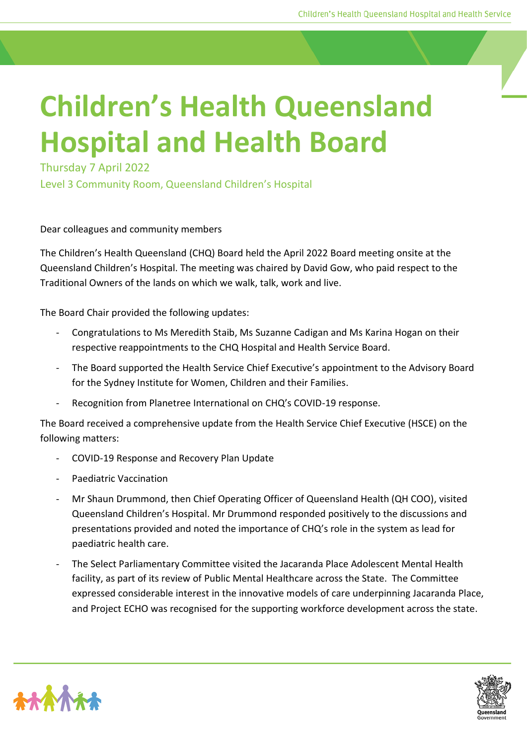# Children's Health Queensland Hospital and Health Board

Thursday 7 April 2022

Level 3 Community Room, Queensland Children's Hospital

Dear colleagues and community members

The Children's Health Queensland (CHQ) Board held the April 2022 Board meeting onsite at the Queensland Children's Hospital. The meeting was chaired by David Gow, who paid respect to the Traditional Owners of the lands on which we walk, talk, work and live.

The Board Chair provided the following updates:

- Congratulations to Ms Meredith Staib, Ms Suzanne Cadigan and Ms Karina Hogan on their respective reappointments to the CHQ Hospital and Health Service Board.
- The Board supported the Health Service Chief Executive's appointment to the Advisory Board for the Sydney Institute for Women, Children and their Families.
- Recognition from Planetree International on CHQ's COVID-19 response.

The Board received a comprehensive update from the Health Service Chief Executive (HSCE) on the following matters:

- COVID-19 Response and Recovery Plan Update
- Paediatric Vaccination
- Mr Shaun Drummond, then Chief Operating Officer of Queensland Health (QH COO), visited Queensland Children's Hospital. Mr Drummond responded positively to the discussions and presentations provided and noted the importance of CHQ's role in the system as lead for paediatric health care.
- The Select Parliamentary Committee visited the Jacaranda Place Adolescent Mental Health facility, as part of its review of Public Mental Healthcare across the State. The Committee expressed considerable interest in the innovative models of care underpinning Jacaranda Place, and Project ECHO was recognised for the supporting workforce development across the state.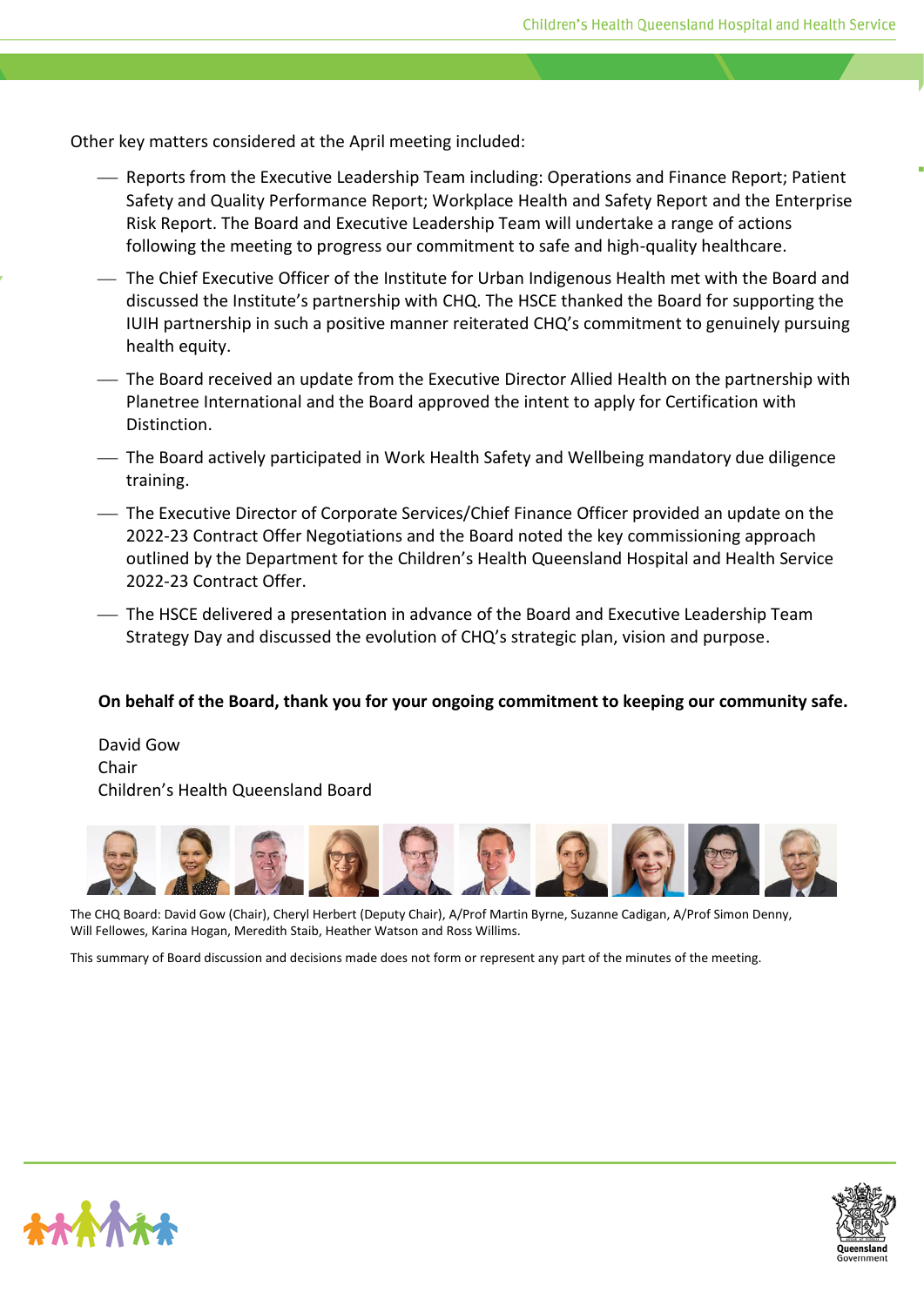Other key matters considered at the April meeting included:

- Reports from the Executive Leadership Team including: Operations and Finance Report; Patient Safety and Quality Performance Report; Workplace Health and Safety Report and the Enterprise Risk Report. The Board and Executive Leadership Team will undertake a range of actions following the meeting to progress our commitment to safe and high-quality healthcare.
- The Chief Executive Officer of the Institute for Urban Indigenous Health met with the Board and discussed the Institute's partnership with CHQ. The HSCE thanked the Board for supporting the IUIH partnership in such a positive manner reiterated CHQ's commitment to genuinely pursuing health equity.
- The Board received an update from the Executive Director Allied Health on the partnership with Planetree International and the Board approved the intent to apply for Certification with Distinction.
- The Board actively participated in Work Health Safety and Wellbeing mandatory due diligence training.
- The Executive Director of Corporate Services/Chief Finance Officer provided an update on the 2022-23 Contract Offer Negotiations and the Board noted the key commissioning approach outlined by the Department for the Children's Health Queensland Hospital and Health Service 2022-23 Contract Offer.
- The HSCE delivered a presentation in advance of the Board and Executive Leadership Team Strategy Day and discussed the evolution of CHQ's strategic plan, vision and purpose.

**On behalf of the Board, thank you for your ongoing commitment to keeping our community safe.**

David Gow
Chair
Children's Health Queensland Board

The CHQ Board: David Gow (Chair), Cheryl Herbert (Deputy Chair), A/Prof Martin Byrne, Suzanne Cadigan, A/Prof Simon Denny, Will Fellowes, Karina Hogan, Meredith Staib, Heather Watson and Ross Willims.

This summary of Board discussion and decisions made does not form or represent any part of the minutes of the meeting.